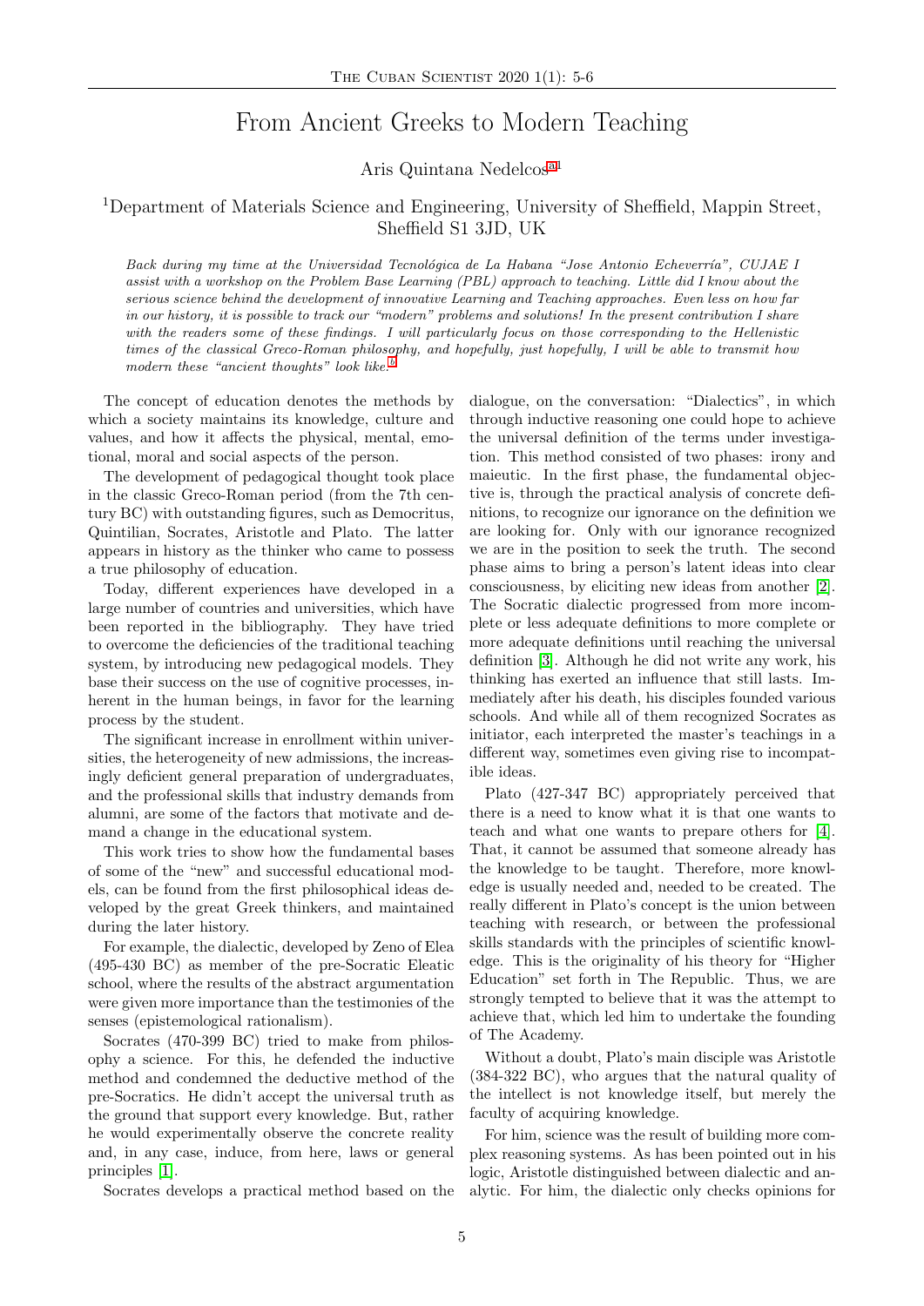# From Ancient Greeks to Modern Teaching

Aris Quintana Nedelcos[a1]

[1]Department of Materials Science and Engineering, University of Sheffield, Mappin Street, Sheffield S1 3JD, UK

*Back during my time at the Universidad Tecnológica de La Habana "Jose Antonio Echeverría", CUJAE I assist with a workshop on the Problem Base Learning (PBL) approach to teaching. Little did I know about the serious science behind the development of innovative Learning and Teaching approaches. Even less on how far in our history, it is possible to track our "modern" problems and solutions! In the present contribution I share with the readers some of these findings. I will particularly focus on those corresponding to the Hellenistic times of the classical Greco-Roman philosophy, and hopefully, just hopefully, I will be able to transmit how modern these "ancient thoughts" look like.*[b]

The concept of education denotes the methods by which a society maintains its knowledge, culture and values, and how it affects the physical, mental, emotional, moral and social aspects of the person.

The development of pedagogical thought took place in the classic Greco-Roman period (from the 7th century BC) with outstanding figures, such as Democritus, Quintilian, Socrates, Aristotle and Plato. The latter appears in history as the thinker who came to possess a true philosophy of education.

Today, different experiences have developed in a large number of countries and universities, which have been reported in the bibliography. They have tried to overcome the deficiencies of the traditional teaching system, by introducing new pedagogical models. They base their success on the use of cognitive processes, inherent in the human beings, in favor for the learning process by the student.

The significant increase in enrollment within universities, the heterogeneity of new admissions, the increasingly deficient general preparation of undergraduates, and the professional skills that industry demands from alumni, are some of the factors that motivate and demand a change in the educational system.

This work tries to show how the fundamental bases of some of the "new" and successful educational models, can be found from the first philosophical ideas developed by the great Greek thinkers, and maintained during the later history.

For example, the dialectic, developed by Zeno of Elea (495-430 BC) as member of the pre-Socratic Eleatic school, where the results of the abstract argumentation were given more importance than the testimonies of the senses (epistemological rationalism).

Socrates (470-399 BC) tried to make from philosophy a science. For this, he defended the inductive method and condemned the deductive method of the pre-Socratics. He didn't accept the universal truth as the ground that support every knowledge. But, rather he would experimentally observe the concrete reality and, in any case, induce, from here, laws or general principles [1].

Socrates develops a practical method based on the dialogue, on the conversation: "Dialectics", in which through inductive reasoning one could hope to achieve the universal definition of the terms under investigation. This method consisted of two phases: irony and maieutic. In the first phase, the fundamental objective is, through the practical analysis of concrete definitions, to recognize our ignorance on the definition we are looking for. Only with our ignorance recognized we are in the position to seek the truth. The second phase aims to bring a person's latent ideas into clear consciousness, by eliciting new ideas from another [2]. The Socratic dialectic progressed from more incomplete or less adequate definitions to more complete or more adequate definitions until reaching the universal definition [3]. Although he did not write any work, his thinking has exerted an influence that still lasts. Immediately after his death, his disciples founded various schools. And while all of them recognized Socrates as initiator, each interpreted the master's teachings in a different way, sometimes even giving rise to incompatible ideas.

Plato (427-347 BC) appropriately perceived that there is a need to know what it is that one wants to teach and what one wants to prepare others for [4]. That, it cannot be assumed that someone already has the knowledge to be taught. Therefore, more knowledge is usually needed and, needed to be created. The really different in Plato's concept is the union between teaching with research, or between the professional skills standards with the principles of scientific knowledge. This is the originality of his theory for "Higher Education" set forth in The Republic. Thus, we are strongly tempted to believe that it was the attempt to achieve that, which led him to undertake the founding of The Academy.

Without a doubt, Plato's main disciple was Aristotle (384-322 BC), who argues that the natural quality of the intellect is not knowledge itself, but merely the faculty of acquiring knowledge.

For him, science was the result of building more complex reasoning systems. As has been pointed out in his logic, Aristotle distinguished between dialectic and analytic. For him, the dialectic only checks opinions for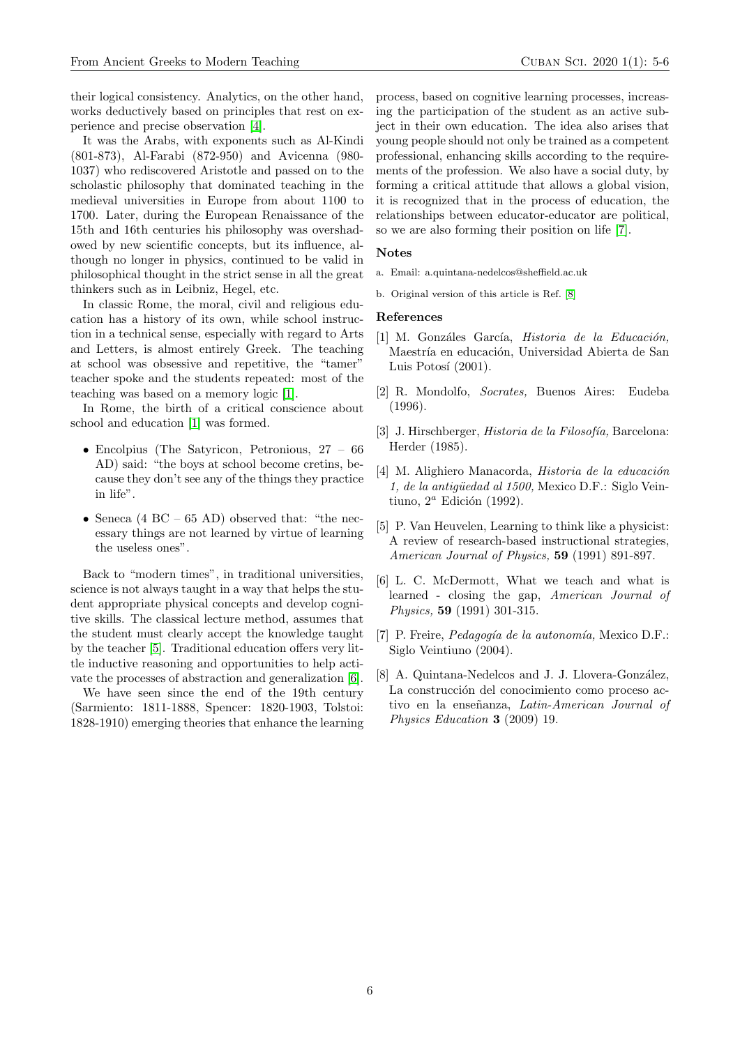their logical consistency. Analytics, on the other hand, works deductively based on principles that rest on experience and precise observation [4].

It was the Arabs, with exponents such as Al-Kindi (801-873), Al-Farabi (872-950) and Avicenna (980-1037) who rediscovered Aristotle and passed on to the scholastic philosophy that dominated teaching in the medieval universities in Europe from about 1100 to 1700. Later, during the European Renaissance of the 15th and 16th centuries his philosophy was overshadowed by new scientific concepts, but its influence, although no longer in physics, continued to be valid in philosophical thought in the strict sense in all the great thinkers such as in Leibniz, Hegel, etc.

In classic Rome, the moral, civil and religious education has a history of its own, while school instruction in a technical sense, especially with regard to Arts and Letters, is almost entirely Greek. The teaching at school was obsessive and repetitive, the "tamer" teacher spoke and the students repeated: most of the teaching was based on a memory logic [1].

In Rome, the birth of a critical conscience about school and education [1] was formed.

- Encolpius (The Satyricon, Petronious, 27 – 66 AD) said: "the boys at school become cretins, because they don't see any of the things they practice in life".
- Seneca (4 BC – 65 AD) observed that: "the necessary things are not learned by virtue of learning the useless ones".

Back to "modern times", in traditional universities, science is not always taught in a way that helps the student appropriate physical concepts and develop cognitive skills. The classical lecture method, assumes that the student must clearly accept the knowledge taught by the teacher [5]. Traditional education offers very little inductive reasoning and opportunities to help activate the processes of abstraction and generalization [6].

We have seen since the end of the 19th century (Sarmiento: 1811-1888, Spencer: 1820-1903, Tolstoi: 1828-1910) emerging theories that enhance the learning process, based on cognitive learning processes, increasing the participation of the student as an active subject in their own education. The idea also arises that young people should not only be trained as a competent professional, enhancing skills according to the requirements of the profession. We also have a social duty, by forming a critical attitude that allows a global vision, it is recognized that in the process of education, the relationships between educator-educator are political, so we are also forming their position on life [7].

### Notes

a. Email: a.quintana-nedelcos@sheffield.ac.uk

b. Original version of this article is Ref. [8]

### References

[1] M. Gonzáles García, *Historia de la Educación,* Maestría en educación, Universidad Abierta de San Luis Potosí (2001).

[2] R. Mondolfo, *Socrates,* Buenos Aires: Eudeba (1996).

[3] J. Hirschberger, *Historia de la Filosofía,* Barcelona: Herder (1985).

[4] M. Alighiero Manacorda, *Historia de la educación 1, de la antigüedad al 1500,* Mexico D.F.: Siglo Veintiuno, $2^a$ Edición (1992).

[5] P. Van Heuvelen, Learning to think like a physicist: A review of research-based instructional strategies, *American Journal of Physics,* **59** (1991) 891-897.

[6] L. C. McDermott, What we teach and what is learned - closing the gap, *American Journal of Physics,* **59** (1991) 301-315.

[7] P. Freire, *Pedagogía de la autonomía,* Mexico D.F.: Siglo Veintiuno (2004).

[8] A. Quintana-Nedelcos and J. J. Llovera-González, La construcción del conocimiento como proceso activo en la enseñanza, *Latin-American Journal of Physics Education* **3** (2009) 19.